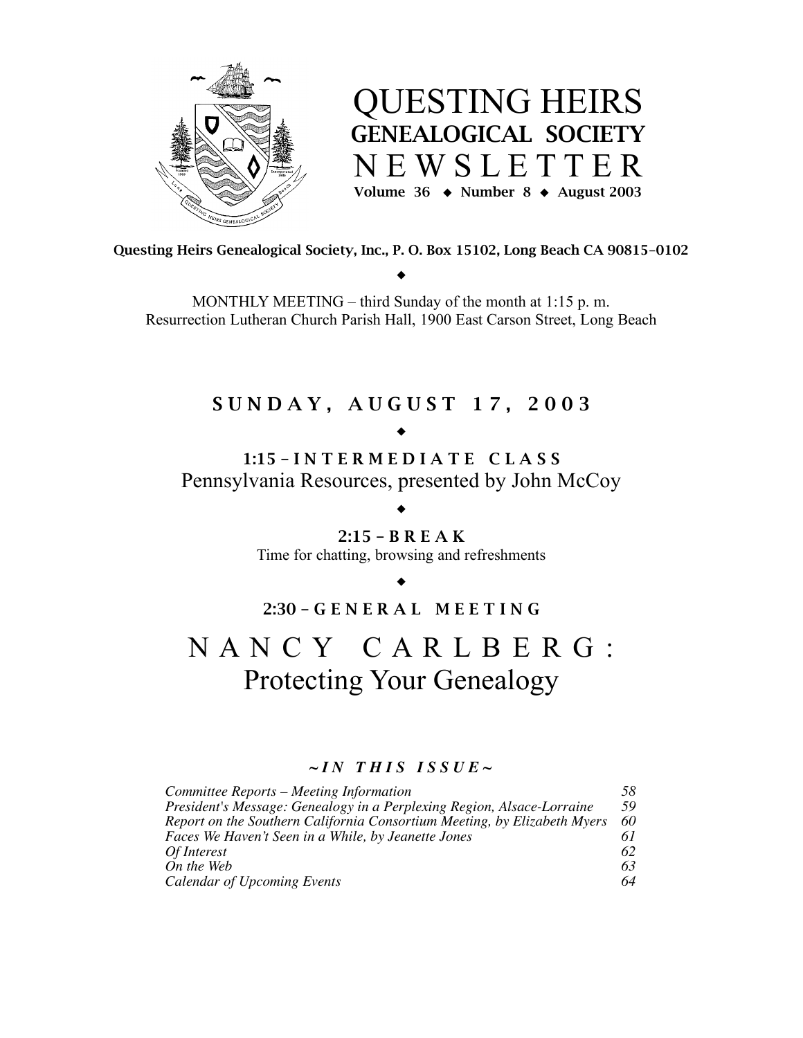# QUESTING HEIRS GENEALOGICAL SOCIETY NEWSLETTER

**Volume 36 ◆ Number 8 ◆ August 2003**

**Questing Heirs Genealogical Society, Inc., P. O. Box 15102, Long Beach CA 90815-0102**

◆

MONTHLY MEETING – third Sunday of the month at 1:15 p. m.
Resurrection Lutheran Church Parish Hall, 1900 East Carson Street, Long Beach

## SUNDAY, AUGUST 17, 2003

◆

**1:15 – INTERMEDIATE CLASS**
Pennsylvania Resources, presented by John McCoy

◆

**2:15 – BREAK**
Time for chatting, browsing and refreshments

◆

**2:30 – GENERAL MEETING**

# NANCY CARLBERG: Protecting Your Genealogy

***~IN THIS ISSUE~***

| | |
|---|---|
| *Committee Reports – Meeting Information* | *58* |
| *President's Message: Genealogy in a Perplexing Region, Alsace-Lorraine* | *59* |
| *Report on the Southern California Consortium Meeting, by Elizabeth Myers* | *60* |
| *Faces We Haven't Seen in a While, by Jeanette Jones* | *61* |
| *Of Interest* | *62* |
| *On the Web* | *63* |
| *Calendar of Upcoming Events* | *64* |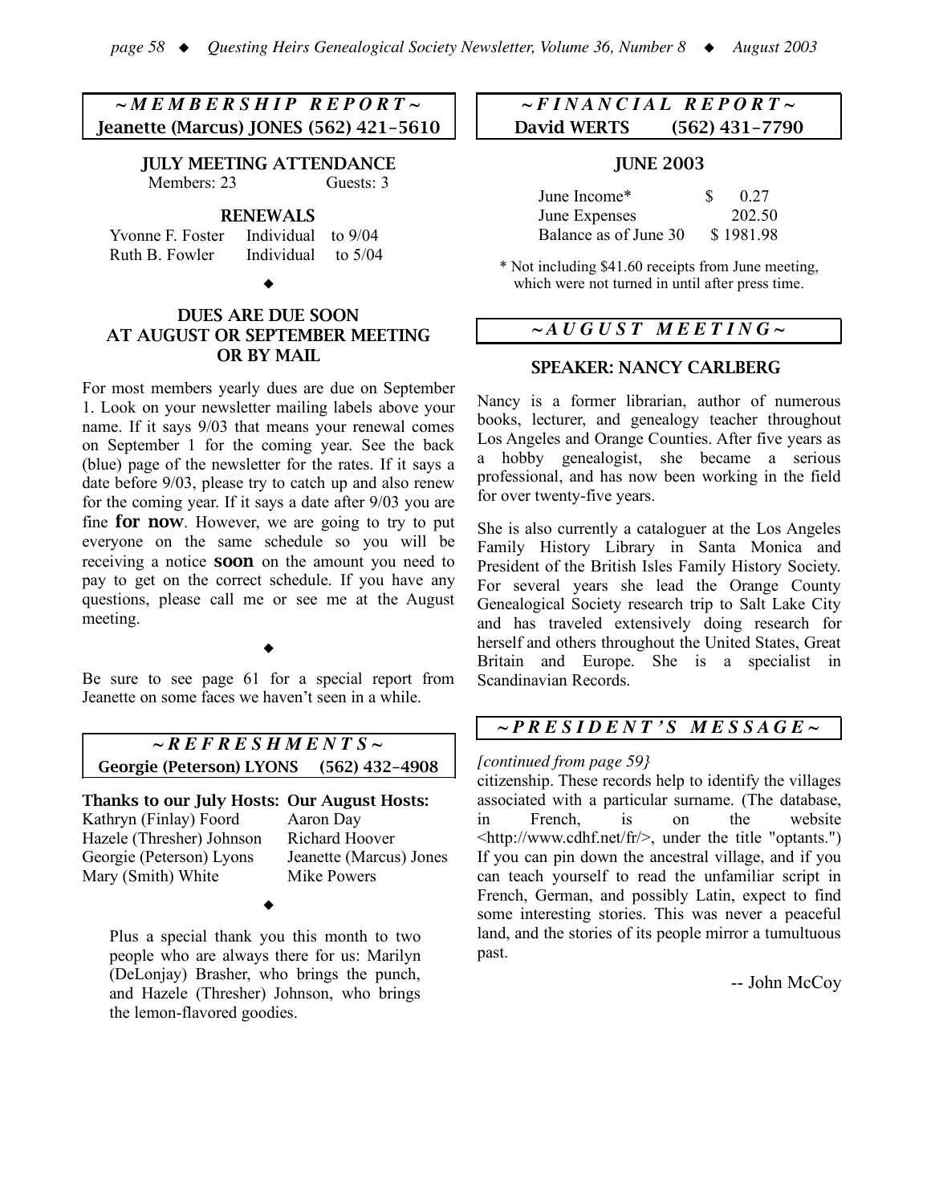## ~ MEMBERSHIP REPORT ~

**Jeanette (Marcus) JONES (562) 421-5610**

### JULY MEETING ATTENDANCE

Members: 23 Guests: 3

### RENEWALS

| | | |
|---|---|---|
| Yvonne F. Foster | Individual | to 9/04 |
| Ruth B. Fowler | Individual | to 5/04 |

◆

### DUES ARE DUE SOON AT AUGUST OR SEPTEMBER MEETING OR BY MAIL

For most members yearly dues are due on September 1. Look on your newsletter mailing labels above your name. If it says 9/03 that means your renewal comes on September 1 for the coming year. See the back (blue) page of the newsletter for the rates. If it says a date before 9/03, please try to catch up and also renew for the coming year. If it says a date after 9/03 you are fine **for now**. However, we are going to try to put everyone on the same schedule so you will be receiving a notice **soon** on the amount you need to pay to get on the correct schedule. If you have any questions, please call me or see me at the August meeting.

◆

Be sure to see page 61 for a special report from Jeanette on some faces we haven't seen in a while.

## ~ REFRESHMENTS ~

**Georgie (Peterson) LYONS (562) 432-4908**

| Thanks to our July Hosts: | Our August Hosts: |
|---|---|
| Kathryn (Finlay) Foord | Aaron Day |
| Hazele (Thresher) Johnson | Richard Hoover |
| Georgie (Peterson) Lyons | Jeanette (Marcus) Jones |
| Mary (Smith) White | Mike Powers |

◆

Plus a special thank you this month to two people who are always there for us: Marilyn (DeLonjay) Brasher, who brings the punch, and Hazele (Thresher) Johnson, who brings the lemon-flavored goodies.

## ~ FINANCIAL REPORT ~

**David WERTS (562) 431-7790**

### JUNE 2003

| | |
|---|---|
| June Income* | $ 0.27 |
| June Expenses | 202.50 |
| Balance as of June 30 | $ 1981.98 |

\* Not including $41.60 receipts from June meeting, which were not turned in until after press time.

## ~ AUGUST MEETING ~

### SPEAKER: NANCY CARLBERG

Nancy is a former librarian, author of numerous books, lecturer, and genealogy teacher throughout Los Angeles and Orange Counties. After five years as a hobby genealogist, she became a serious professional, and has now been working in the field for over twenty-five years.

She is also currently a cataloguer at the Los Angeles Family History Library in Santa Monica and President of the British Isles Family History Society. For several years she lead the Orange County Genealogical Society research trip to Salt Lake City and has traveled extensively doing research for herself and others throughout the United States, Great Britain and Europe. She is a specialist in Scandinavian Records.

## ~ PRESIDENT'S MESSAGE ~

*[continued from page 59}*

citizenship. These records help to identify the villages associated with a particular surname. (The database, in French, is on the website <http://www.cdhf.net/fr/>, under the title "optants.") If you can pin down the ancestral village, and if you can teach yourself to read the unfamiliar script in French, German, and possibly Latin, expect to find some interesting stories. This was never a peaceful land, and the stories of its people mirror a tumultuous past.

-- John McCoy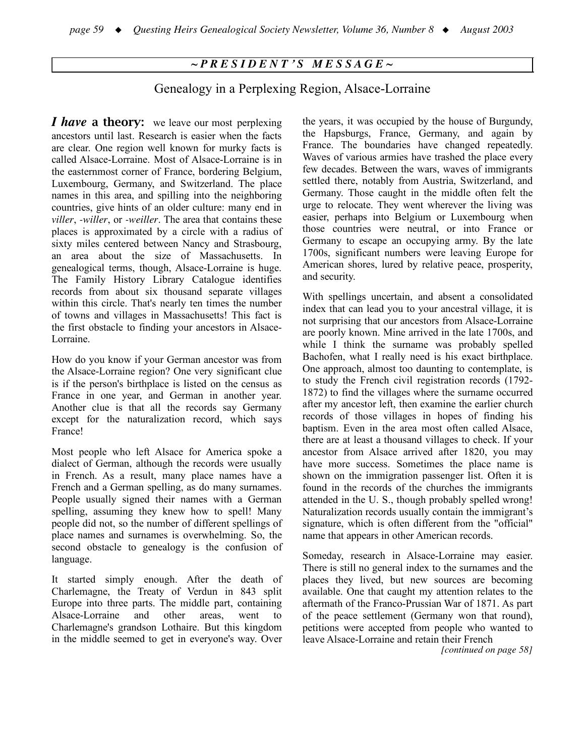## ~ PRESIDENT'S MESSAGE ~

### Genealogy in a Perplexing Region, Alsace-Lorraine

***I have* a theory:** we leave our most perplexing ancestors until last. Research is easier when the facts are clear. One region well known for murky facts is called Alsace-Lorraine. Most of Alsace-Lorraine is in the easternmost corner of France, bordering Belgium, Luxembourg, Germany, and Switzerland. The place names in this area, and spilling into the neighboring countries, give hints of an older culture: many end in *viller*, *-willer*, or *-weiller*. The area that contains these places is approximated by a circle with a radius of sixty miles centered between Nancy and Strasbourg, an area about the size of Massachusetts. In genealogical terms, though, Alsace-Lorraine is huge. The Family History Library Catalogue identifies records from about six thousand separate villages within this circle. That's nearly ten times the number of towns and villages in Massachusetts! This fact is the first obstacle to finding your ancestors in Alsace-Lorraine.

How do you know if your German ancestor was from the Alsace-Lorraine region? One very significant clue is if the person's birthplace is listed on the census as France in one year, and German in another year. Another clue is that all the records say Germany except for the naturalization record, which says France!

Most people who left Alsace for America spoke a dialect of German, although the records were usually in French. As a result, many place names have a French and a German spelling, as do many surnames. People usually signed their names with a German spelling, assuming they knew how to spell! Many people did not, so the number of different spellings of place names and surnames is overwhelming. So, the second obstacle to genealogy is the confusion of language.

It started simply enough. After the death of Charlemagne, the Treaty of Verdun in 843 split Europe into three parts. The middle part, containing Alsace-Lorraine and other areas, went to Charlemagne's grandson Lothaire. But this kingdom in the middle seemed to get in everyone's way. Over the years, it was occupied by the house of Burgundy, the Hapsburgs, France, Germany, and again by France. The boundaries have changed repeatedly. Waves of various armies have trashed the place every few decades. Between the wars, waves of immigrants settled there, notably from Austria, Switzerland, and Germany. Those caught in the middle often felt the urge to relocate. They went wherever the living was easier, perhaps into Belgium or Luxembourg when those countries were neutral, or into France or Germany to escape an occupying army. By the late 1700s, significant numbers were leaving Europe for American shores, lured by relative peace, prosperity, and security.

With spellings uncertain, and absent a consolidated index that can lead you to your ancestral village, it is not surprising that our ancestors from Alsace-Lorraine are poorly known. Mine arrived in the late 1700s, and while I think the surname was probably spelled Bachofen, what I really need is his exact birthplace. One approach, almost too daunting to contemplate, is to study the French civil registration records (1792-1872) to find the villages where the surname occurred after my ancestor left, then examine the earlier church records of those villages in hopes of finding his baptism. Even in the area most often called Alsace, there are at least a thousand villages to check. If your ancestor from Alsace arrived after 1820, you may have more success. Sometimes the place name is shown on the immigration passenger list. Often it is found in the records of the churches the immigrants attended in the U. S., though probably spelled wrong! Naturalization records usually contain the immigrant's signature, which is often different from the "official" name that appears in other American records.

Someday, research in Alsace-Lorraine may easier. There is still no general index to the surnames and the places they lived, but new sources are becoming available. One that caught my attention relates to the aftermath of the Franco-Prussian War of 1871. As part of the peace settlement (Germany won that round), petitions were accepted from people who wanted to leave Alsace-Lorraine and retain their French

*[continued on page 58]*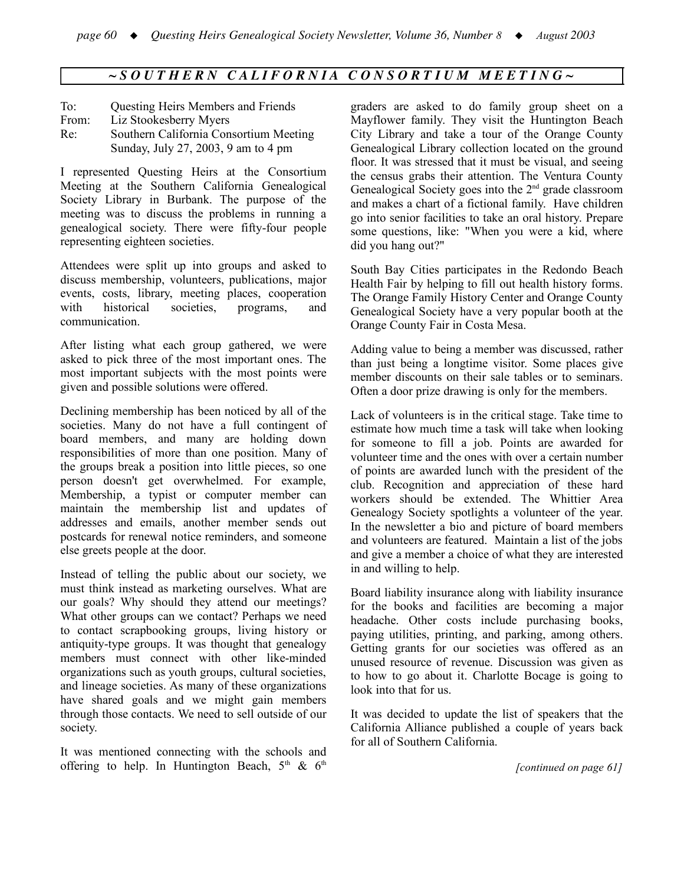## ~SOUTHERN CALIFORNIA CONSORTIUM MEETING~

To: Questing Heirs Members and Friends
From: Liz Stookesberry Myers
Re: Southern California Consortium Meeting
Sunday, July 27, 2003, 9 am to 4 pm

I represented Questing Heirs at the Consortium Meeting at the Southern California Genealogical Society Library in Burbank. The purpose of the meeting was to discuss the problems in running a genealogical society. There were fifty-four people representing eighteen societies.

Attendees were split up into groups and asked to discuss membership, volunteers, publications, major events, costs, library, meeting places, cooperation with historical societies, programs, and communication.

After listing what each group gathered, we were asked to pick three of the most important ones. The most important subjects with the most points were given and possible solutions were offered.

Declining membership has been noticed by all of the societies. Many do not have a full contingent of board members, and many are holding down responsibilities of more than one position. Many of the groups break a position into little pieces, so one person doesn't get overwhelmed. For example, Membership, a typist or computer member can maintain the membership list and updates of addresses and emails, another member sends out postcards for renewal notice reminders, and someone else greets people at the door.

Instead of telling the public about our society, we must think instead as marketing ourselves. What are our goals? Why should they attend our meetings? What other groups can we contact? Perhaps we need to contact scrapbooking groups, living history or antiquity-type groups. It was thought that genealogy members must connect with other like-minded organizations such as youth groups, cultural societies, and lineage societies. As many of these organizations have shared goals and we might gain members through those contacts. We need to sell outside of our society.

It was mentioned connecting with the schools and offering to help. In Huntington Beach, 5th & 6th graders are asked to do family group sheet on a Mayflower family. They visit the Huntington Beach City Library and take a tour of the Orange County Genealogical Library collection located on the ground floor. It was stressed that it must be visual, and seeing the census grabs their attention. The Ventura County Genealogical Society goes into the 2nd grade classroom and makes a chart of a fictional family. Have children go into senior facilities to take an oral history. Prepare some questions, like: "When you were a kid, where did you hang out?"

South Bay Cities participates in the Redondo Beach Health Fair by helping to fill out health history forms. The Orange Family History Center and Orange County Genealogical Society have a very popular booth at the Orange County Fair in Costa Mesa.

Adding value to being a member was discussed, rather than just being a longtime visitor. Some places give member discounts on their sale tables or to seminars. Often a door prize drawing is only for the members.

Lack of volunteers is in the critical stage. Take time to estimate how much time a task will take when looking for someone to fill a job. Points are awarded for volunteer time and the ones with over a certain number of points are awarded lunch with the president of the club. Recognition and appreciation of these hard workers should be extended. The Whittier Area Genealogy Society spotlights a volunteer of the year. In the newsletter a bio and picture of board members and volunteers are featured. Maintain a list of the jobs and give a member a choice of what they are interested in and willing to help.

Board liability insurance along with liability insurance for the books and facilities are becoming a major headache. Other costs include purchasing books, paying utilities, printing, and parking, among others. Getting grants for our societies was offered as an unused resource of revenue. Discussion was given as to how to go about it. Charlotte Bocage is going to look into that for us.

It was decided to update the list of speakers that the California Alliance published a couple of years back for all of Southern California.

*[continued on page 61]*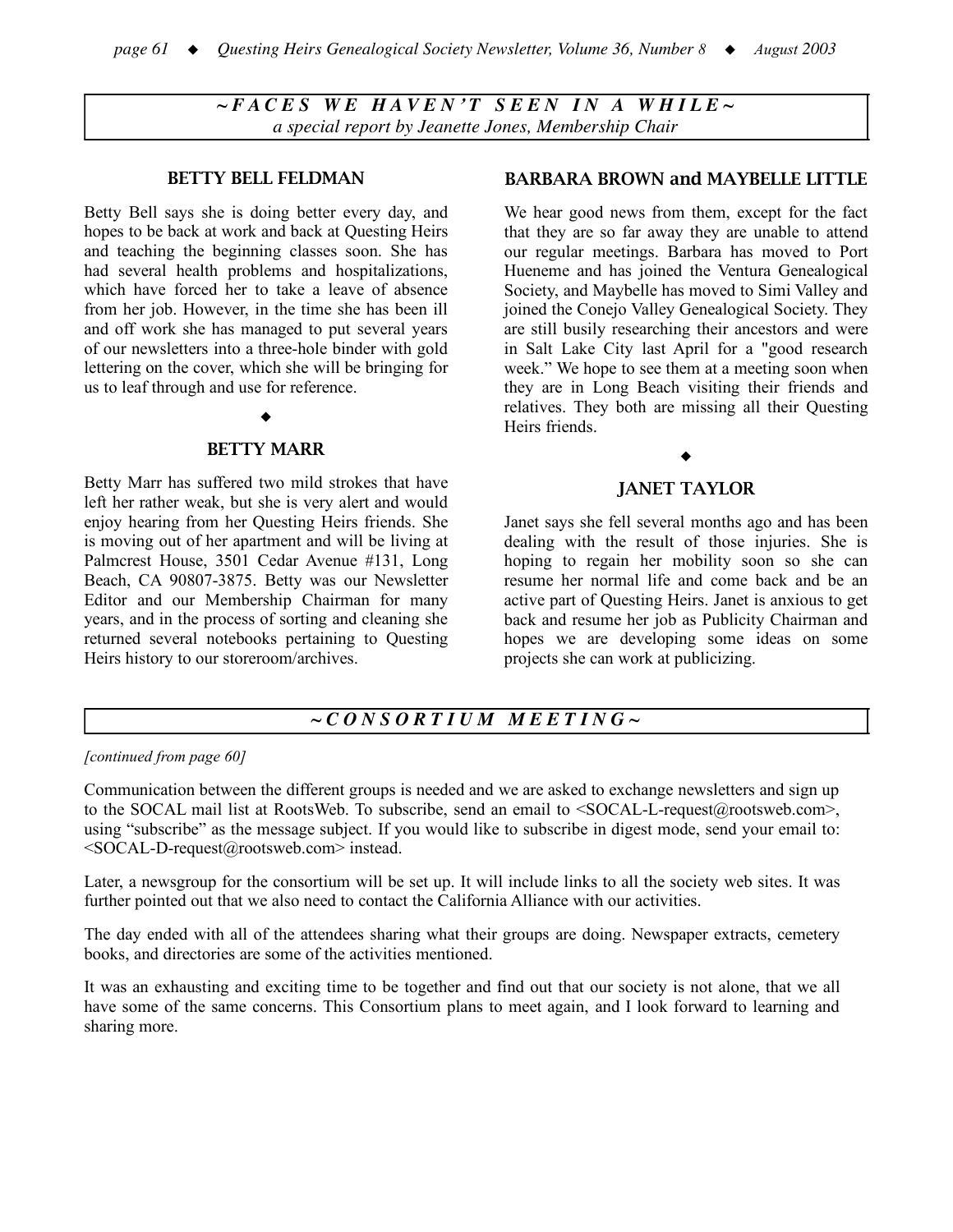## ~FACES WE HAVEN'T SEEN IN A WHILE~

*a special report by Jeanette Jones, Membership Chair*

### BETTY BELL FELDMAN

Betty Bell says she is doing better every day, and hopes to be back at work and back at Questing Heirs and teaching the beginning classes soon. She has had several health problems and hospitalizations, which have forced her to take a leave of absence from her job. However, in the time she has been ill and off work she has managed to put several years of our newsletters into a three-hole binder with gold lettering on the cover, which she will be bringing for us to leaf through and use for reference.

◆

### BETTY MARR

Betty Marr has suffered two mild strokes that have left her rather weak, but she is very alert and would enjoy hearing from her Questing Heirs friends. She is moving out of her apartment and will be living at Palmcrest House, 3501 Cedar Avenue #131, Long Beach, CA 90807-3875. Betty was our Newsletter Editor and our Membership Chairman for many years, and in the process of sorting and cleaning she returned several notebooks pertaining to Questing Heirs history to our storeroom/archives.

### BARBARA BROWN and MAYBELLE LITTLE

We hear good news from them, except for the fact that they are so far away they are unable to attend our regular meetings. Barbara has moved to Port Hueneme and has joined the Ventura Genealogical Society, and Maybelle has moved to Simi Valley and joined the Conejo Valley Genealogical Society. They are still busily researching their ancestors and were in Salt Lake City last April for a "good research week." We hope to see them at a meeting soon when they are in Long Beach visiting their friends and relatives. They both are missing all their Questing Heirs friends.

◆

### JANET TAYLOR

Janet says she fell several months ago and has been dealing with the result of those injuries. She is hoping to regain her mobility soon so she can resume her normal life and come back and be an active part of Questing Heirs. Janet is anxious to get back and resume her job as Publicity Chairman and hopes we are developing some ideas on some projects she can work at publicizing.

## ~CONSORTIUM MEETING~

*[continued from page 60]*

Communication between the different groups is needed and we are asked to exchange newsletters and sign up to the SOCAL mail list at RootsWeb. To subscribe, send an email to <SOCAL-L-request@rootsweb.com>, using "subscribe" as the message subject. If you would like to subscribe in digest mode, send your email to: <SOCAL-D-request@rootsweb.com> instead.

Later, a newsgroup for the consortium will be set up. It will include links to all the society web sites. It was further pointed out that we also need to contact the California Alliance with our activities.

The day ended with all of the attendees sharing what their groups are doing. Newspaper extracts, cemetery books, and directories are some of the activities mentioned.

It was an exhausting and exciting time to be together and find out that our society is not alone, that we all have some of the same concerns. This Consortium plans to meet again, and I look forward to learning and sharing more.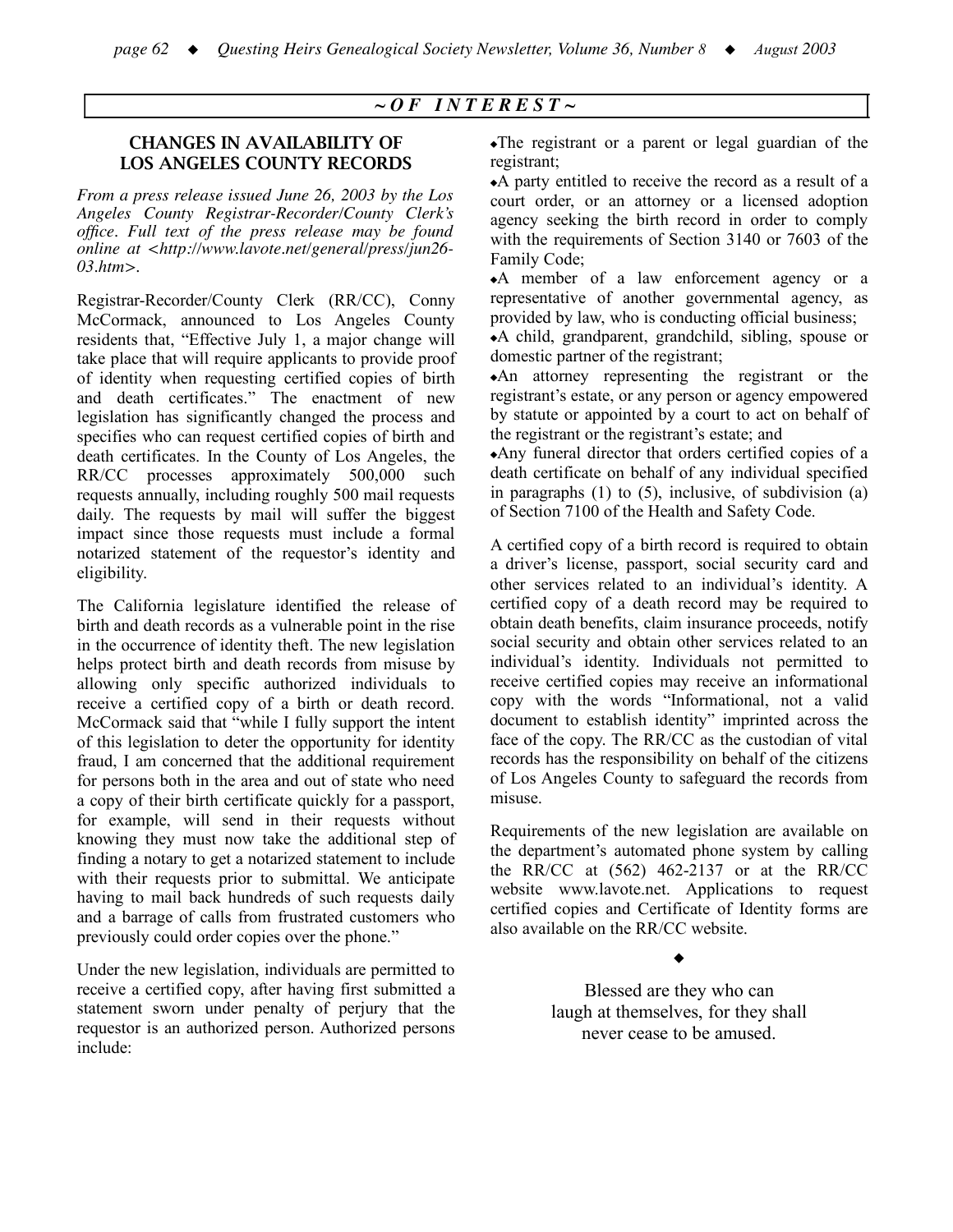## ~ OF INTEREST ~

### CHANGES IN AVAILABILITY OF LOS ANGELES COUNTY RECORDS

*From a press release issued June 26, 2003 by the Los Angeles County Registrar-Recorder/County Clerk's office. Full text of the press release may be found online at <http://www.lavote.net/general/press/jun26-03.htm>.*

Registrar-Recorder/County Clerk (RR/CC), Conny McCormack, announced to Los Angeles County residents that, "Effective July 1, a major change will take place that will require applicants to provide proof of identity when requesting certified copies of birth and death certificates." The enactment of new legislation has significantly changed the process and specifies who can request certified copies of birth and death certificates. In the County of Los Angeles, the RR/CC processes approximately 500,000 such requests annually, including roughly 500 mail requests daily. The requests by mail will suffer the biggest impact since those requests must include a formal notarized statement of the requestor's identity and eligibility.

The California legislature identified the release of birth and death records as a vulnerable point in the rise in the occurrence of identity theft. The new legislation helps protect birth and death records from misuse by allowing only specific authorized individuals to receive a certified copy of a birth or death record. McCormack said that "while I fully support the intent of this legislation to deter the opportunity for identity fraud, I am concerned that the additional requirement for persons both in the area and out of state who need a copy of their birth certificate quickly for a passport, for example, will send in their requests without knowing they must now take the additional step of finding a notary to get a notarized statement to include with their requests prior to submittal. We anticipate having to mail back hundreds of such requests daily and a barrage of calls from frustrated customers who previously could order copies over the phone."

Under the new legislation, individuals are permitted to receive a certified copy, after having first submitted a statement sworn under penalty of perjury that the requestor is an authorized person. Authorized persons include:

- The registrant or a parent or legal guardian of the registrant;
- A party entitled to receive the record as a result of a court order, or an attorney or a licensed adoption agency seeking the birth record in order to comply with the requirements of Section 3140 or 7603 of the Family Code;
- A member of a law enforcement agency or a representative of another governmental agency, as provided by law, who is conducting official business;
- A child, grandparent, grandchild, sibling, spouse or domestic partner of the registrant;
- An attorney representing the registrant or the registrant's estate, or any person or agency empowered by statute or appointed by a court to act on behalf of the registrant or the registrant's estate; and
- Any funeral director that orders certified copies of a death certificate on behalf of any individual specified in paragraphs (1) to (5), inclusive, of subdivision (a) of Section 7100 of the Health and Safety Code.

A certified copy of a birth record is required to obtain a driver's license, passport, social security card and other services related to an individual's identity. A certified copy of a death record may be required to obtain death benefits, claim insurance proceeds, notify social security and obtain other services related to an individual's identity. Individuals not permitted to receive certified copies may receive an informational copy with the words "Informational, not a valid document to establish identity" imprinted across the face of the copy. The RR/CC as the custodian of vital records has the responsibility on behalf of the citizens of Los Angeles County to safeguard the records from misuse.

Requirements of the new legislation are available on the department's automated phone system by calling the RR/CC at (562) 462-2137 or at the RR/CC website www.lavote.net. Applications to request certified copies and Certificate of Identity forms are also available on the RR/CC website.

◆

Blessed are they who can laugh at themselves, for they shall never cease to be amused.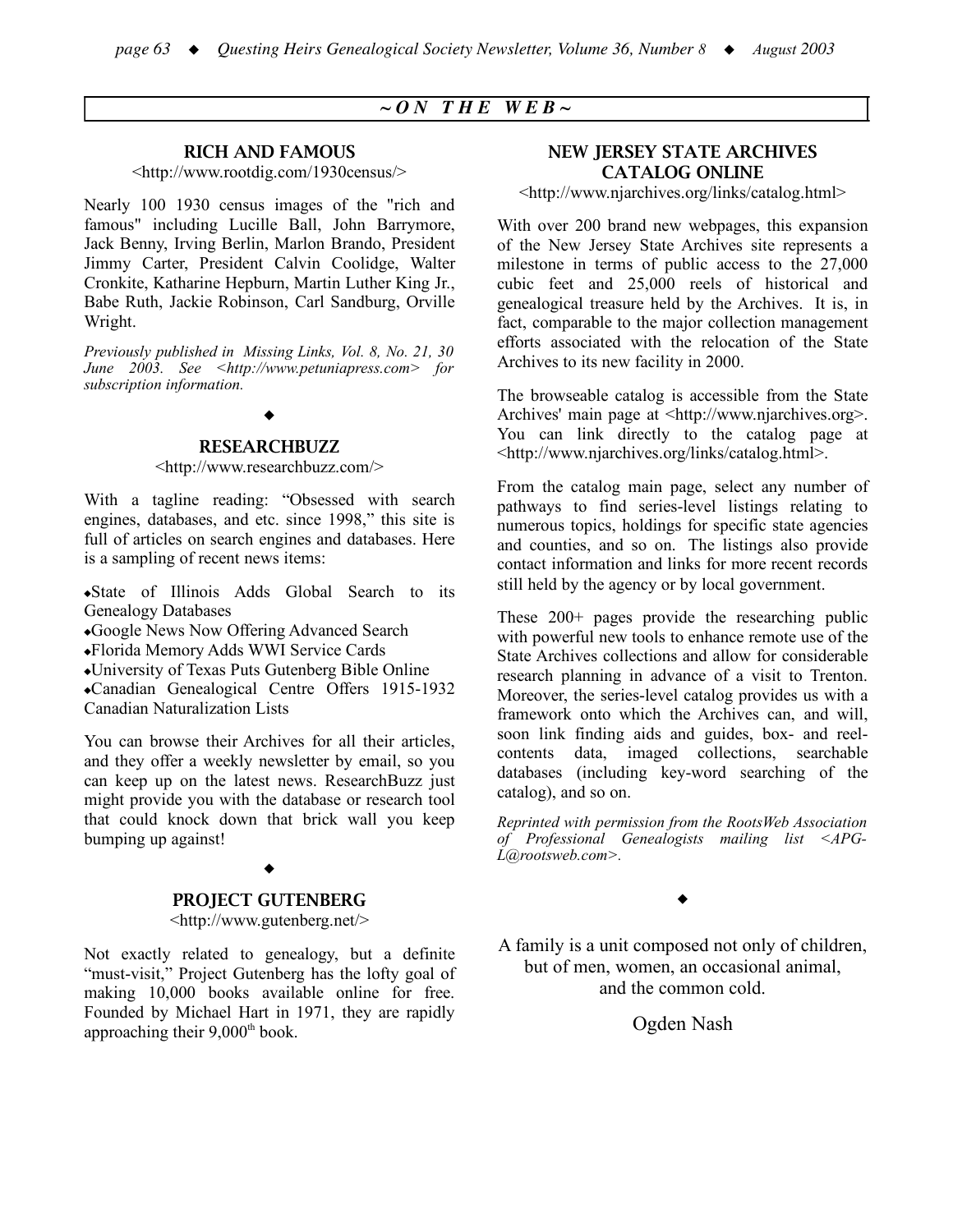## ~ ON THE WEB ~

### RICH AND FAMOUS

<http://www.rootdig.com/1930census/>

Nearly 100 1930 census images of the "rich and famous" including Lucille Ball, John Barrymore, Jack Benny, Irving Berlin, Marlon Brando, President Jimmy Carter, President Calvin Coolidge, Walter Cronkite, Katharine Hepburn, Martin Luther King Jr., Babe Ruth, Jackie Robinson, Carl Sandburg, Orville Wright.

*Previously published in Missing Links, Vol. 8, No. 21, 30 June 2003. See <http://www.petuniapress.com> for subscription information.*

◆

### RESEARCHBUZZ

<http://www.researchbuzz.com/>

With a tagline reading: "Obsessed with search engines, databases, and etc. since 1998," this site is full of articles on search engines and databases. Here is a sampling of recent news items:

- State of Illinois Adds Global Search to its Genealogy Databases
- Google News Now Offering Advanced Search
- Florida Memory Adds WWI Service Cards
- University of Texas Puts Gutenberg Bible Online
- Canadian Genealogical Centre Offers 1915-1932 Canadian Naturalization Lists

You can browse their Archives for all their articles, and they offer a weekly newsletter by email, so you can keep up on the latest news. ResearchBuzz just might provide you with the database or research tool that could knock down that brick wall you keep bumping up against!

◆

### PROJECT GUTENBERG

<http://www.gutenberg.net/>

Not exactly related to genealogy, but a definite "must-visit," Project Gutenberg has the lofty goal of making 10,000 books available online for free. Founded by Michael Hart in 1971, they are rapidly approaching their 9,000th book.

### NEW JERSEY STATE ARCHIVES CATALOG ONLINE

<http://www.njarchives.org/links/catalog.html>

With over 200 brand new webpages, this expansion of the New Jersey State Archives site represents a milestone in terms of public access to the 27,000 cubic feet and 25,000 reels of historical and genealogical treasure held by the Archives. It is, in fact, comparable to the major collection management efforts associated with the relocation of the State Archives to its new facility in 2000.

The browseable catalog is accessible from the State Archives' main page at <http://www.njarchives.org>. You can link directly to the catalog page at <http://www.njarchives.org/links/catalog.html>.

From the catalog main page, select any number of pathways to find series-level listings relating to numerous topics, holdings for specific state agencies and counties, and so on. The listings also provide contact information and links for more recent records still held by the agency or by local government.

These 200+ pages provide the researching public with powerful new tools to enhance remote use of the State Archives collections and allow for considerable research planning in advance of a visit to Trenton. Moreover, the series-level catalog provides us with a framework onto which the Archives can, and will, soon link finding aids and guides, box- and reel-contents data, imaged collections, searchable databases (including key-word searching of the catalog), and so on.

*Reprinted with permission from the RootsWeb Association of Professional Genealogists mailing list <APG-L@rootsweb.com>.*

◆

A family is a unit composed not only of children,
but of men, women, an occasional animal,
and the common cold.

Ogden Nash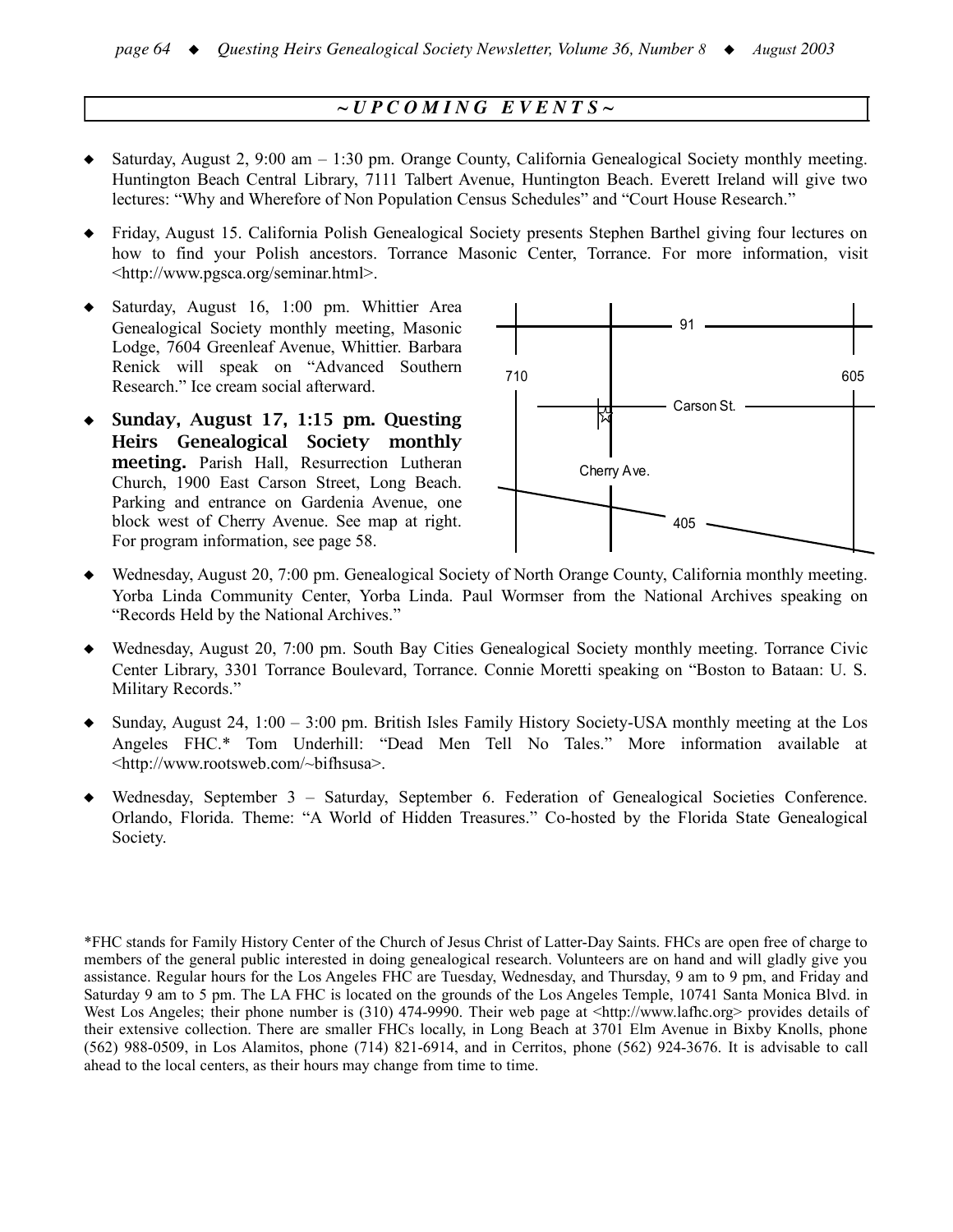## ~ UPCOMING EVENTS ~

- Saturday, August 2, 9:00 am – 1:30 pm. Orange County, California Genealogical Society monthly meeting. Huntington Beach Central Library, 7111 Talbert Avenue, Huntington Beach. Everett Ireland will give two lectures: "Why and Wherefore of Non Population Census Schedules" and "Court House Research."

- Friday, August 15. California Polish Genealogical Society presents Stephen Barthel giving four lectures on how to find your Polish ancestors. Torrance Masonic Center, Torrance. For more information, visit <http://www.pgsca.org/seminar.html>.

- Saturday, August 16, 1:00 pm. Whittier Area Genealogical Society monthly meeting, Masonic Lodge, 7604 Greenleaf Avenue, Whittier. Barbara Renick will speak on "Advanced Southern Research." Ice cream social afterward.

- **Sunday, August 17, 1:15 pm. Questing Heirs Genealogical Society monthly meeting.** Parish Hall, Resurrection Lutheran Church, 1900 East Carson Street, Long Beach. Parking and entrance on Gardenia Avenue, one block west of Cherry Avenue. See map at right. For program information, see page 58.

91
710
605
Carson St.
Cherry Ave.
405

- Wednesday, August 20, 7:00 pm. Genealogical Society of North Orange County, California monthly meeting. Yorba Linda Community Center, Yorba Linda. Paul Wormser from the National Archives speaking on "Records Held by the National Archives."

- Wednesday, August 20, 7:00 pm. South Bay Cities Genealogical Society monthly meeting. Torrance Civic Center Library, 3301 Torrance Boulevard, Torrance. Connie Moretti speaking on "Boston to Bataan: U. S. Military Records."

- Sunday, August 24, 1:00 – 3:00 pm. British Isles Family History Society-USA monthly meeting at the Los Angeles FHC.* Tom Underhill: "Dead Men Tell No Tales." More information available at <http://www.rootsweb.com/~bifhsusa>.

- Wednesday, September 3 – Saturday, September 6. Federation of Genealogical Societies Conference. Orlando, Florida. Theme: "A World of Hidden Treasures." Co-hosted by the Florida State Genealogical Society.

*FHC stands for Family History Center of the Church of Jesus Christ of Latter-Day Saints. FHCs are open free of charge to members of the general public interested in doing genealogical research. Volunteers are on hand and will gladly give you assistance. Regular hours for the Los Angeles FHC are Tuesday, Wednesday, and Thursday, 9 am to 9 pm, and Friday and Saturday 9 am to 5 pm. The LA FHC is located on the grounds of the Los Angeles Temple, 10741 Santa Monica Blvd. in West Los Angeles; their phone number is (310) 474-9990. Their web page at <http://www.lafhc.org> provides details of their extensive collection. There are smaller FHCs locally, in Long Beach at 3701 Elm Avenue in Bixby Knolls, phone (562) 988-0509, in Los Alamitos, phone (714) 821-6914, and in Cerritos, phone (562) 924-3676. It is advisable to call ahead to the local centers, as their hours may change from time to time.